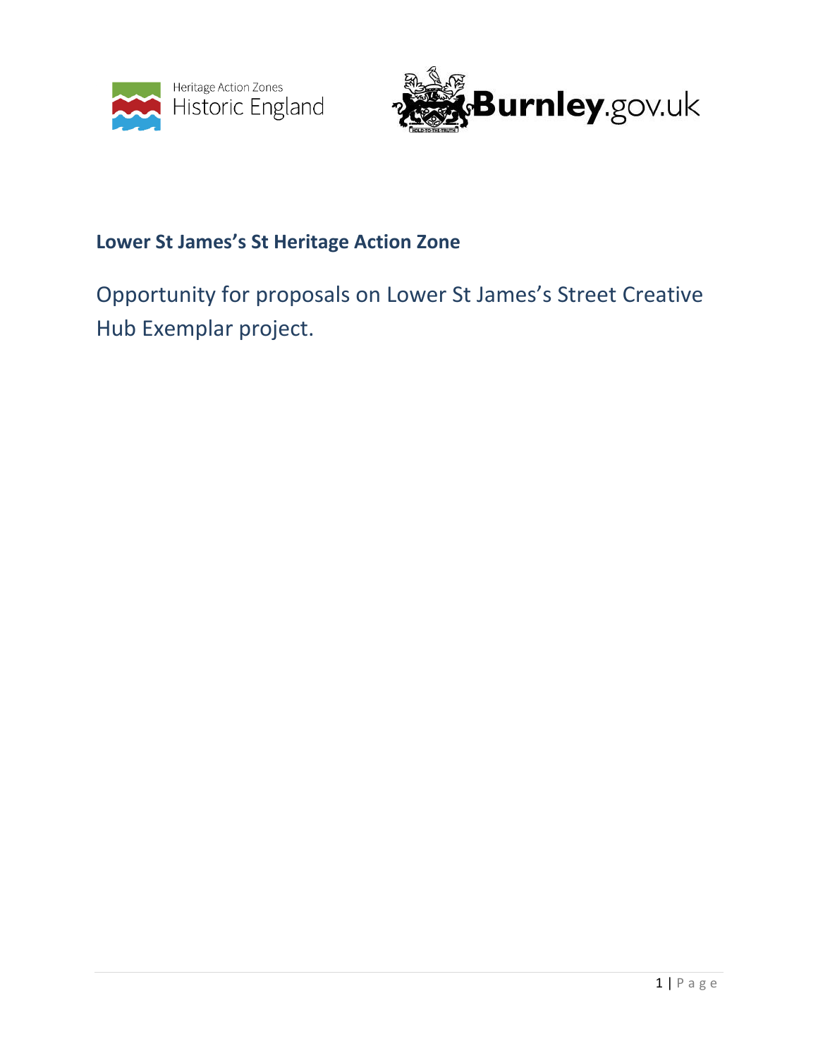**Lower St James's St Heritage Action Zone**

# Opportunity for proposals on Lower St James's Street Creative Hub Exemplar project.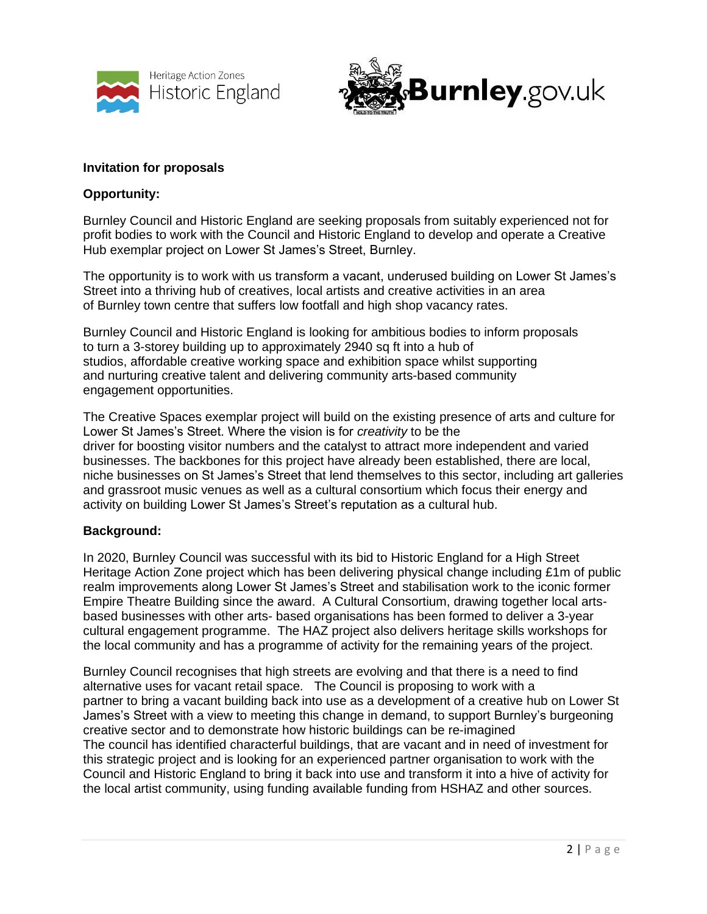**Invitation for proposals**

**Opportunity:**

Burnley Council and Historic England are seeking proposals from suitably experienced not for profit bodies to work with the Council and Historic England to develop and operate a Creative Hub exemplar project on Lower St James's Street, Burnley.

The opportunity is to work with us transform a vacant, underused building on Lower St James's Street into a thriving hub of creatives, local artists and creative activities in an area of Burnley town centre that suffers low footfall and high shop vacancy rates.

Burnley Council and Historic England is looking for ambitious bodies to inform proposals to turn a 3-storey building up to approximately 2940 sq ft into a hub of studios, affordable creative working space and exhibition space whilst supporting and nurturing creative talent and delivering community arts-based community engagement opportunities.

The Creative Spaces exemplar project will build on the existing presence of arts and culture for Lower St James's Street. Where the vision is for *creativity* to be the driver for boosting visitor numbers and the catalyst to attract more independent and varied businesses. The backbones for this project have already been established, there are local, niche businesses on St James's Street that lend themselves to this sector, including art galleries and grassroot music venues as well as a cultural consortium which focus their energy and activity on building Lower St James's Street's reputation as a cultural hub.

**Background:**

In 2020, Burnley Council was successful with its bid to Historic England for a High Street Heritage Action Zone project which has been delivering physical change including £1m of public realm improvements along Lower St James's Street and stabilisation work to the iconic former Empire Theatre Building since the award. A Cultural Consortium, drawing together local arts-based businesses with other arts- based organisations has been formed to deliver a 3-year cultural engagement programme. The HAZ project also delivers heritage skills workshops for the local community and has a programme of activity for the remaining years of the project.

Burnley Council recognises that high streets are evolving and that there is a need to find alternative uses for vacant retail space. The Council is proposing to work with a partner to bring a vacant building back into use as a development of a creative hub on Lower St James's Street with a view to meeting this change in demand, to support Burnley's burgeoning creative sector and to demonstrate how historic buildings can be re-imagined
The council has identified characterful buildings, that are vacant and in need of investment for this strategic project and is looking for an experienced partner organisation to work with the Council and Historic England to bring it back into use and transform it into a hive of activity for the local artist community, using funding available funding from HSHAZ and other sources.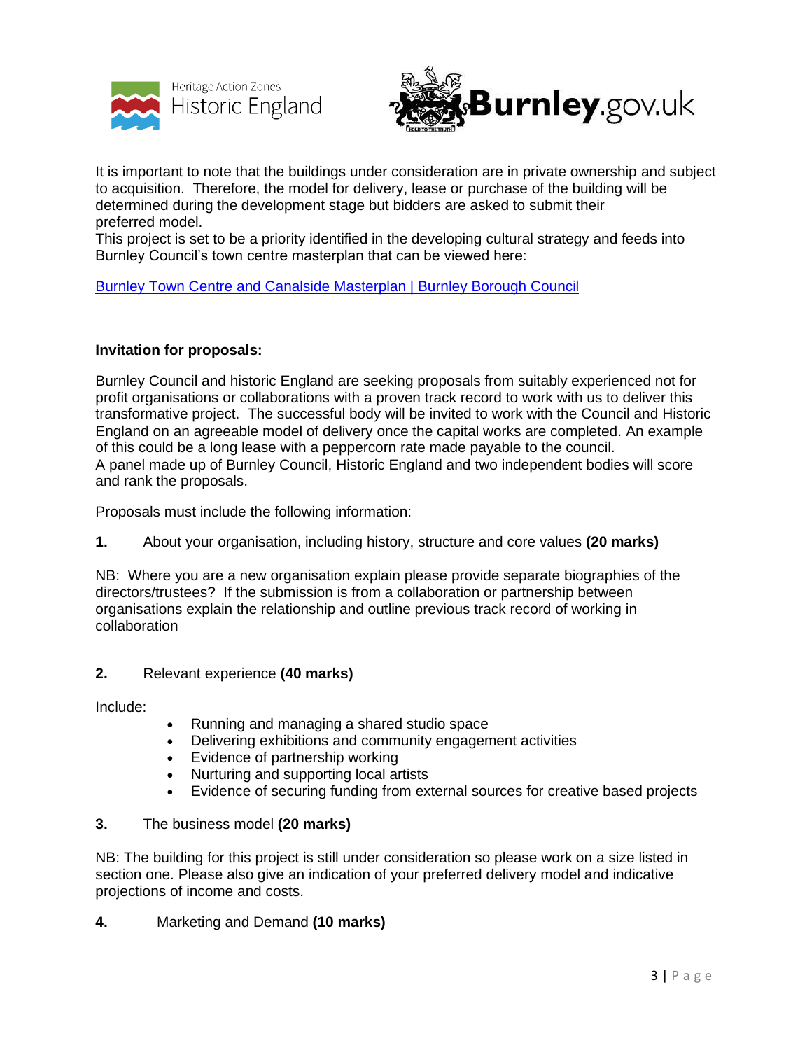It is important to note that the buildings under consideration are in private ownership and subject to acquisition. Therefore, the model for delivery, lease or purchase of the building will be determined during the development stage but bidders are asked to submit their preferred model.

This project is set to be a priority identified in the developing cultural strategy and feeds into Burnley Council's town centre masterplan that can be viewed here:

[Burnley Town Centre and Canalside Masterplan | Burnley Borough Council]()

**Invitation for proposals:**

Burnley Council and historic England are seeking proposals from suitably experienced not for profit organisations or collaborations with a proven track record to work with us to deliver this transformative project. The successful body will be invited to work with the Council and Historic England on an agreeable model of delivery once the capital works are completed. An example of this could be a long lease with a peppercorn rate made payable to the council.

A panel made up of Burnley Council, Historic England and two independent bodies will score and rank the proposals.

Proposals must include the following information:

**1.** About your organisation, including history, structure and core values **(20 marks)**

NB: Where you are a new organisation explain please provide separate biographies of the directors/trustees? If the submission is from a collaboration or partnership between organisations explain the relationship and outline previous track record of working in collaboration

**2.** Relevant experience **(40 marks)**

Include:

- Running and managing a shared studio space
- Delivering exhibitions and community engagement activities
- Evidence of partnership working
- Nurturing and supporting local artists
- Evidence of securing funding from external sources for creative based projects

**3.** The business model **(20 marks)**

NB: The building for this project is still under consideration so please work on a size listed in section one. Please also give an indication of your preferred delivery model and indicative projections of income and costs.

**4.** Marketing and Demand **(10 marks)**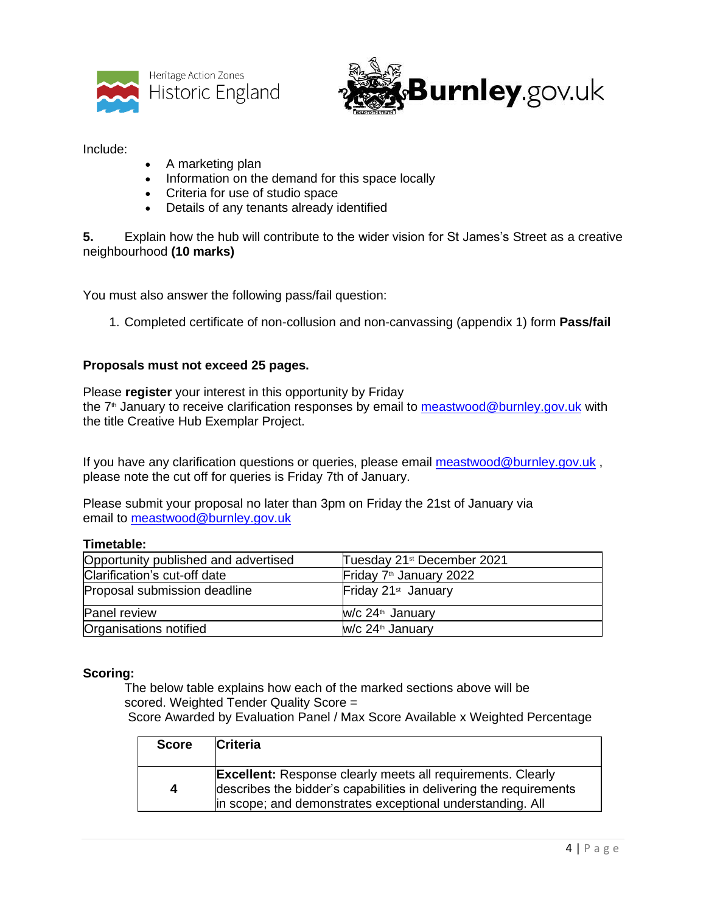Include:

- A marketing plan
- Information on the demand for this space locally
- Criteria for use of studio space
- Details of any tenants already identified

**5.** Explain how the hub will contribute to the wider vision for St James's Street as a creative neighbourhood **(10 marks)**

You must also answer the following pass/fail question:

1. Completed certificate of non-collusion and non-canvassing (appendix 1) form **Pass/fail**

**Proposals must not exceed 25 pages.**

Please **register** your interest in this opportunity by Friday the 7th January to receive clarification responses by email to meastwood@burnley.gov.uk with the title Creative Hub Exemplar Project.

If you have any clarification questions or queries, please email meastwood@burnley.gov.uk , please note the cut off for queries is Friday 7th of January.

Please submit your proposal no later than 3pm on Friday the 21st of January via email to meastwood@burnley.gov.uk

**Timetable:**

| Opportunity published and advertised | Tuesday 21st December 2021 |
|---|---|
| Clarification's cut-off date | Friday 7th January 2022 |
| Proposal submission deadline | Friday 21st January |
| Panel review | w/c 24th January |
| Organisations notified | w/c 24th January |

**Scoring:**

The below table explains how each of the marked sections above will be scored. Weighted Tender Quality Score =
Score Awarded by Evaluation Panel / Max Score Available x Weighted Percentage

| Score | Criteria |
|---|---|
| **4** | **Excellent:** Response clearly meets all requirements. Clearly describes the bidder's capabilities in delivering the requirements in scope; and demonstrates exceptional understanding. All |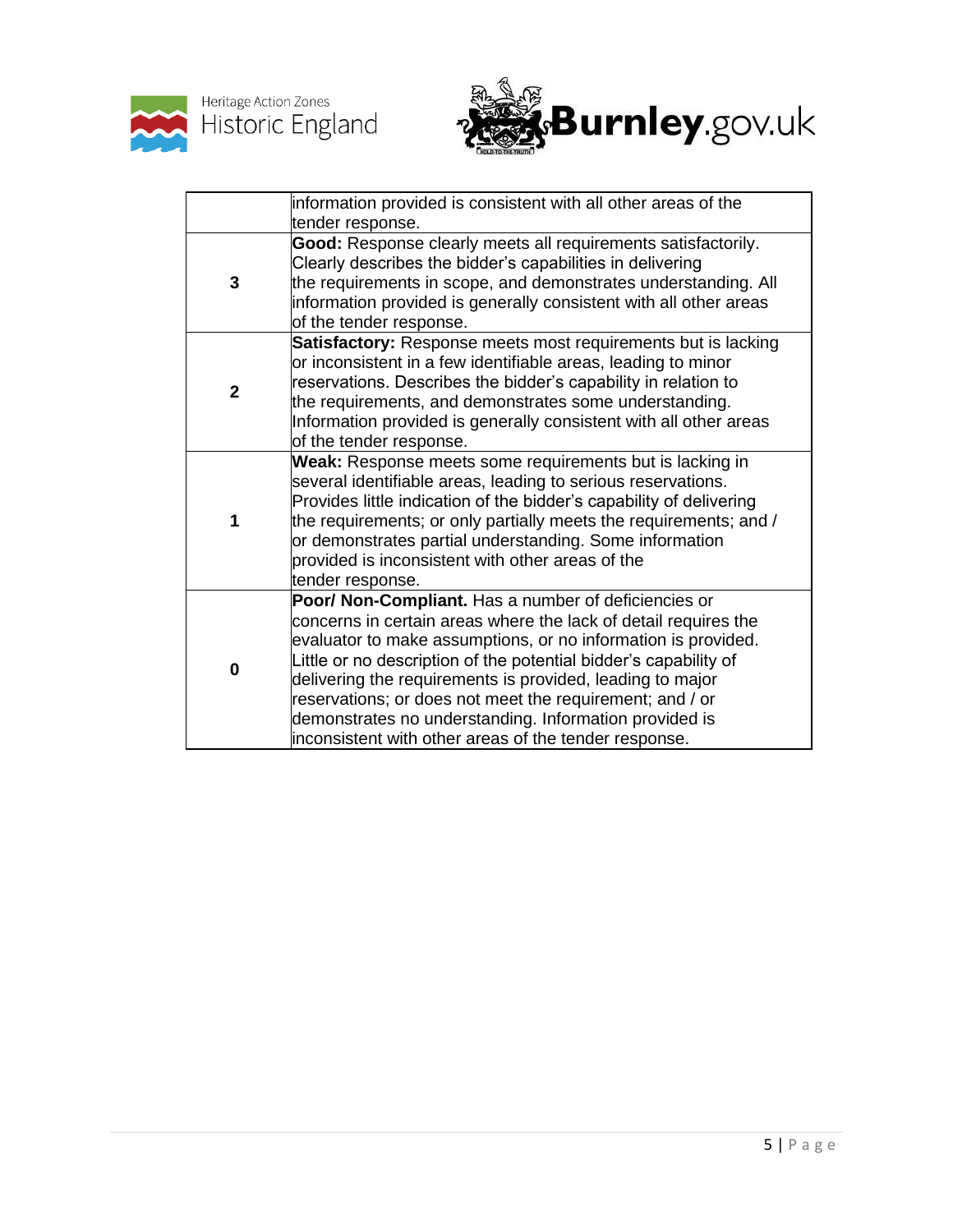| | |
|---|---|
| | information provided is consistent with all other areas of the tender response. |
| **3** | **Good:** Response clearly meets all requirements satisfactorily. Clearly describes the bidder's capabilities in delivering the requirements in scope, and demonstrates understanding. All information provided is generally consistent with all other areas of the tender response. |
| **2** | **Satisfactory:** Response meets most requirements but is lacking or inconsistent in a few identifiable areas, leading to minor reservations. Describes the bidder's capability in relation to the requirements, and demonstrates some understanding. Information provided is generally consistent with all other areas of the tender response. |
| **1** | **Weak:** Response meets some requirements but is lacking in several identifiable areas, leading to serious reservations. Provides little indication of the bidder's capability of delivering the requirements; or only partially meets the requirements; and / or demonstrates partial understanding. Some information provided is inconsistent with other areas of the tender response. |
| **0** | **Poor/ Non-Compliant.** Has a number of deficiencies or concerns in certain areas where the lack of detail requires the evaluator to make assumptions, or no information is provided. Little or no description of the potential bidder's capability of delivering the requirements is provided, leading to major reservations; or does not meet the requirement; and / or demonstrates no understanding. Information provided is inconsistent with other areas of the tender response. |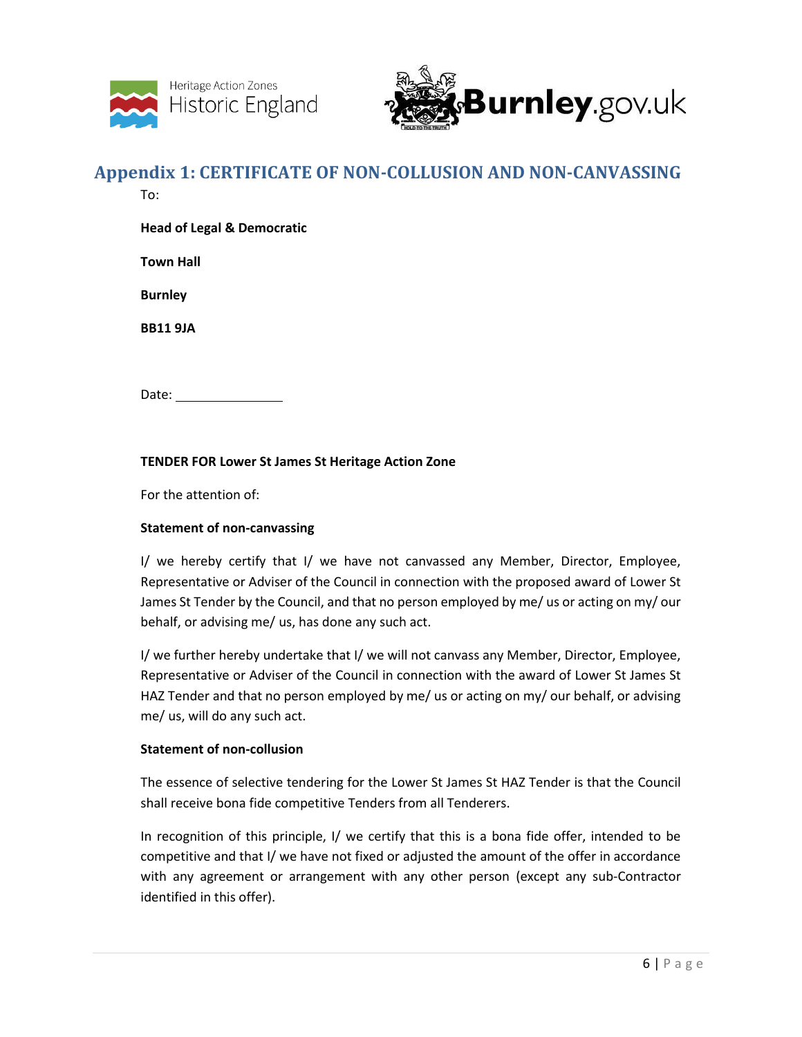## Appendix 1: CERTIFICATE OF NON-COLLUSION AND NON-CANVASSING

To:

**Head of Legal & Democratic**

**Town Hall**

**Burnley**

**BB11 9JA**

Date: ________________

**TENDER FOR Lower St James St Heritage Action Zone**

For the attention of:

**Statement of non-canvassing**

I/ we hereby certify that I/ we have not canvassed any Member, Director, Employee, Representative or Adviser of the Council in connection with the proposed award of Lower St James St Tender by the Council, and that no person employed by me/ us or acting on my/ our behalf, or advising me/ us, has done any such act.

I/ we further hereby undertake that I/ we will not canvass any Member, Director, Employee, Representative or Adviser of the Council in connection with the award of Lower St James St HAZ Tender and that no person employed by me/ us or acting on my/ our behalf, or advising me/ us, will do any such act.

**Statement of non-collusion**

The essence of selective tendering for the Lower St James St HAZ Tender is that the Council shall receive bona fide competitive Tenders from all Tenderers.

In recognition of this principle, I/ we certify that this is a bona fide offer, intended to be competitive and that I/ we have not fixed or adjusted the amount of the offer in accordance with any agreement or arrangement with any other person (except any sub-Contractor identified in this offer).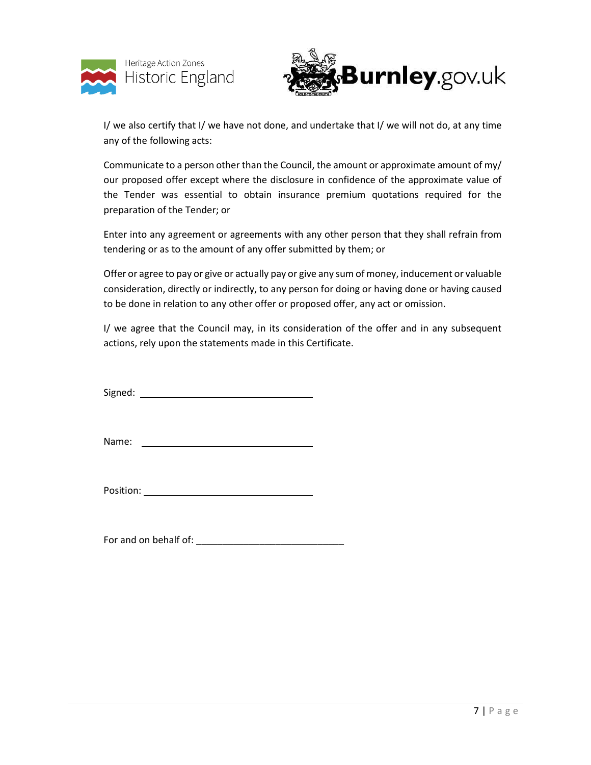I/ we also certify that I/ we have not done, and undertake that I/ we will not do, at any time any of the following acts:

Communicate to a person other than the Council, the amount or approximate amount of my/ our proposed offer except where the disclosure in confidence of the approximate value of the Tender was essential to obtain insurance premium quotations required for the preparation of the Tender; or

Enter into any agreement or agreements with any other person that they shall refrain from tendering or as to the amount of any offer submitted by them; or

Offer or agree to pay or give or actually pay or give any sum of money, inducement or valuable consideration, directly or indirectly, to any person for doing or having done or having caused to be done in relation to any other offer or proposed offer, any act or omission.

I/ we agree that the Council may, in its consideration of the offer and in any subsequent actions, rely upon the statements made in this Certificate.

Signed: ______________________________

Name: ______________________________

Position: ______________________________

For and on behalf of: ______________________________